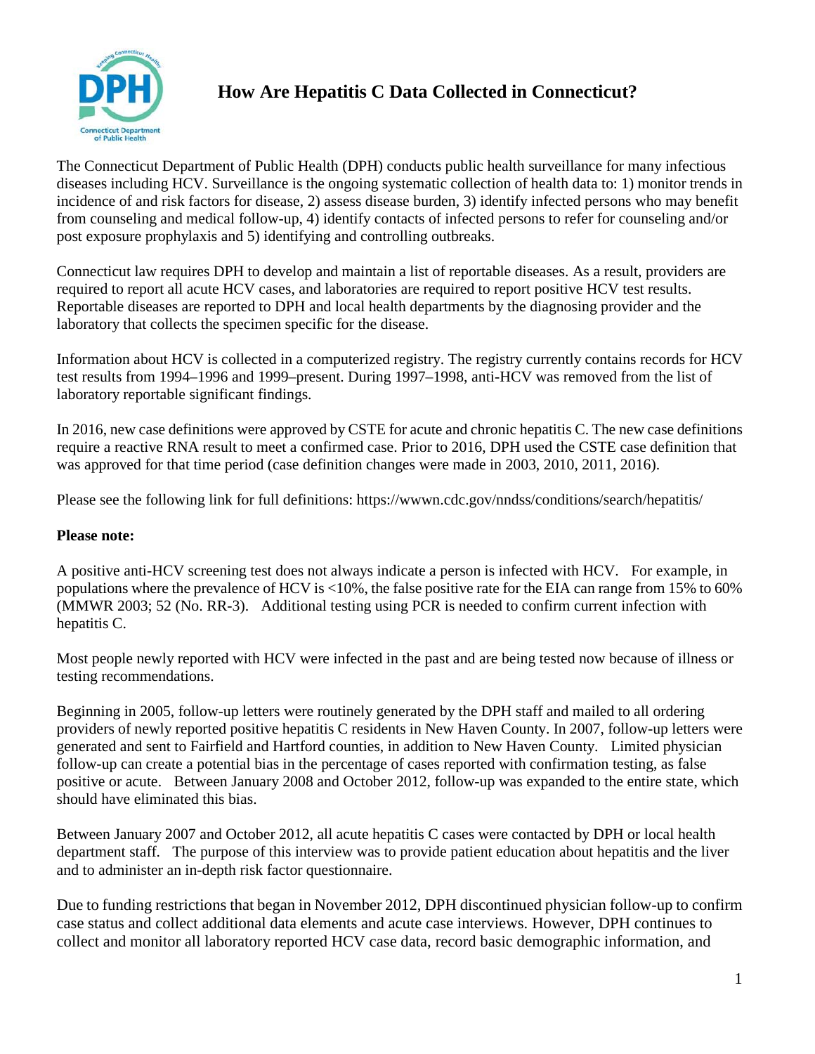# How Are Hepatitis C Data Collected in Connecticut?

The Connecticut Department of Public Health (DPH) conducts public health surveillance for many infectious diseases including HCV. Surveillance is the ongoing systematic collection of health data to: 1) monitor trends in incidence of and risk factors for disease, 2) assess disease burden, 3) identify infected persons who may benefit from counseling and medical follow-up, 4) identify contacts of infected persons to refer for counseling and/or post exposure prophylaxis and 5) identifying and controlling outbreaks.

Connecticut law requires DPH to develop and maintain a list of reportable diseases. As a result, providers are required to report all acute HCV cases, and laboratories are required to report positive HCV test results. Reportable diseases are reported to DPH and local health departments by the diagnosing provider and the laboratory that collects the specimen specific for the disease.

Information about HCV is collected in a computerized registry. The registry currently contains records for HCV test results from 1994–1996 and 1999–present. During 1997–1998, anti-HCV was removed from the list of laboratory reportable significant findings.

In 2016, new case definitions were approved by CSTE for acute and chronic hepatitis C. The new case definitions require a reactive RNA result to meet a confirmed case. Prior to 2016, DPH used the CSTE case definition that was approved for that time period (case definition changes were made in 2003, 2010, 2011, 2016).

Please see the following link for full definitions: https://wwwn.cdc.gov/nndss/conditions/search/hepatitis/

**Please note:**

A positive anti-HCV screening test does not always indicate a person is infected with HCV. For example, in populations where the prevalence of HCV is <10%, the false positive rate for the EIA can range from 15% to 60% (MMWR 2003; 52 (No. RR-3). Additional testing using PCR is needed to confirm current infection with hepatitis C.

Most people newly reported with HCV were infected in the past and are being tested now because of illness or testing recommendations.

Beginning in 2005, follow-up letters were routinely generated by the DPH staff and mailed to all ordering providers of newly reported positive hepatitis C residents in New Haven County. In 2007, follow-up letters were generated and sent to Fairfield and Hartford counties, in addition to New Haven County. Limited physician follow-up can create a potential bias in the percentage of cases reported with confirmation testing, as false positive or acute. Between January 2008 and October 2012, follow-up was expanded to the entire state, which should have eliminated this bias.

Between January 2007 and October 2012, all acute hepatitis C cases were contacted by DPH or local health department staff. The purpose of this interview was to provide patient education about hepatitis and the liver and to administer an in-depth risk factor questionnaire.

Due to funding restrictions that began in November 2012, DPH discontinued physician follow-up to confirm case status and collect additional data elements and acute case interviews. However, DPH continues to collect and monitor all laboratory reported HCV case data, record basic demographic information, and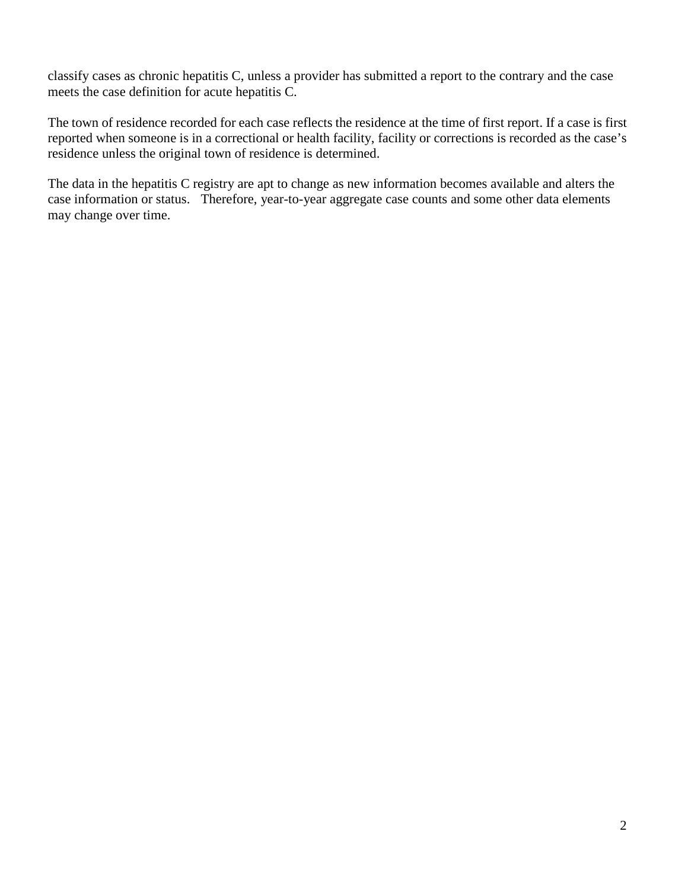classify cases as chronic hepatitis C, unless a provider has submitted a report to the contrary and the case meets the case definition for acute hepatitis C.

The town of residence recorded for each case reflects the residence at the time of first report. If a case is first reported when someone is in a correctional or health facility, facility or corrections is recorded as the case's residence unless the original town of residence is determined.

The data in the hepatitis C registry are apt to change as new information becomes available and alters the case information or status. Therefore, year-to-year aggregate case counts and some other data elements may change over time.